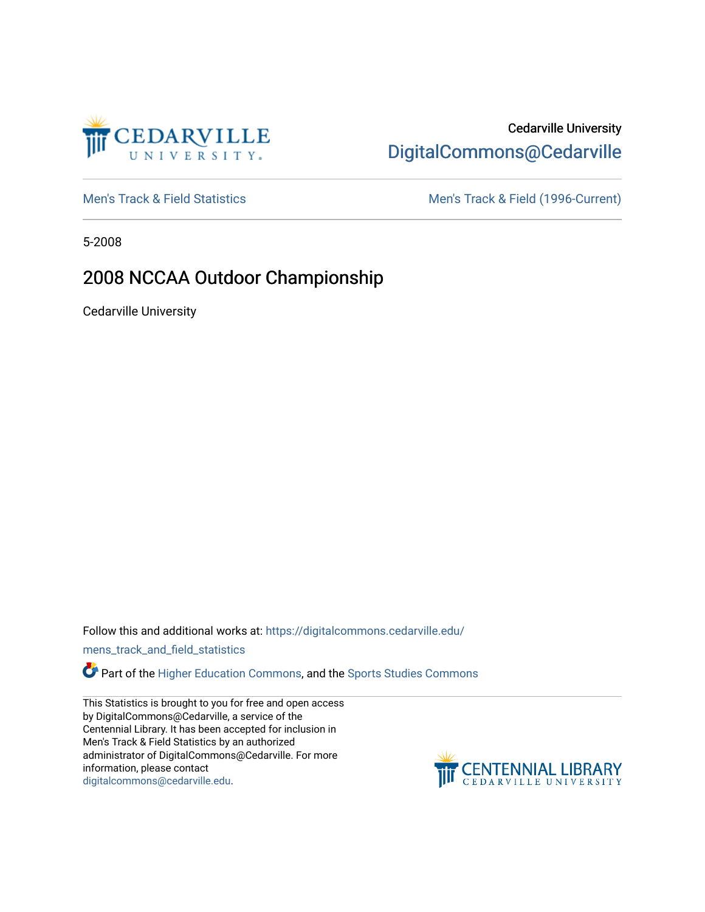Cedarville University

DigitalCommons@Cedarville

Men's Track & Field Statistics

Men's Track & Field (1996-Current)

5-2008

# 2008 NCCAA Outdoor Championship

Cedarville University

Follow this and additional works at: https://digitalcommons.cedarville.edu/mens_track_and_field_statistics

Part of the Higher Education Commons, and the Sports Studies Commons

This Statistics is brought to you for free and open access by DigitalCommons@Cedarville, a service of the Centennial Library. It has been accepted for inclusion in Men's Track & Field Statistics by an authorized administrator of DigitalCommons@Cedarville. For more information, please contact digitalcommons@cedarville.edu.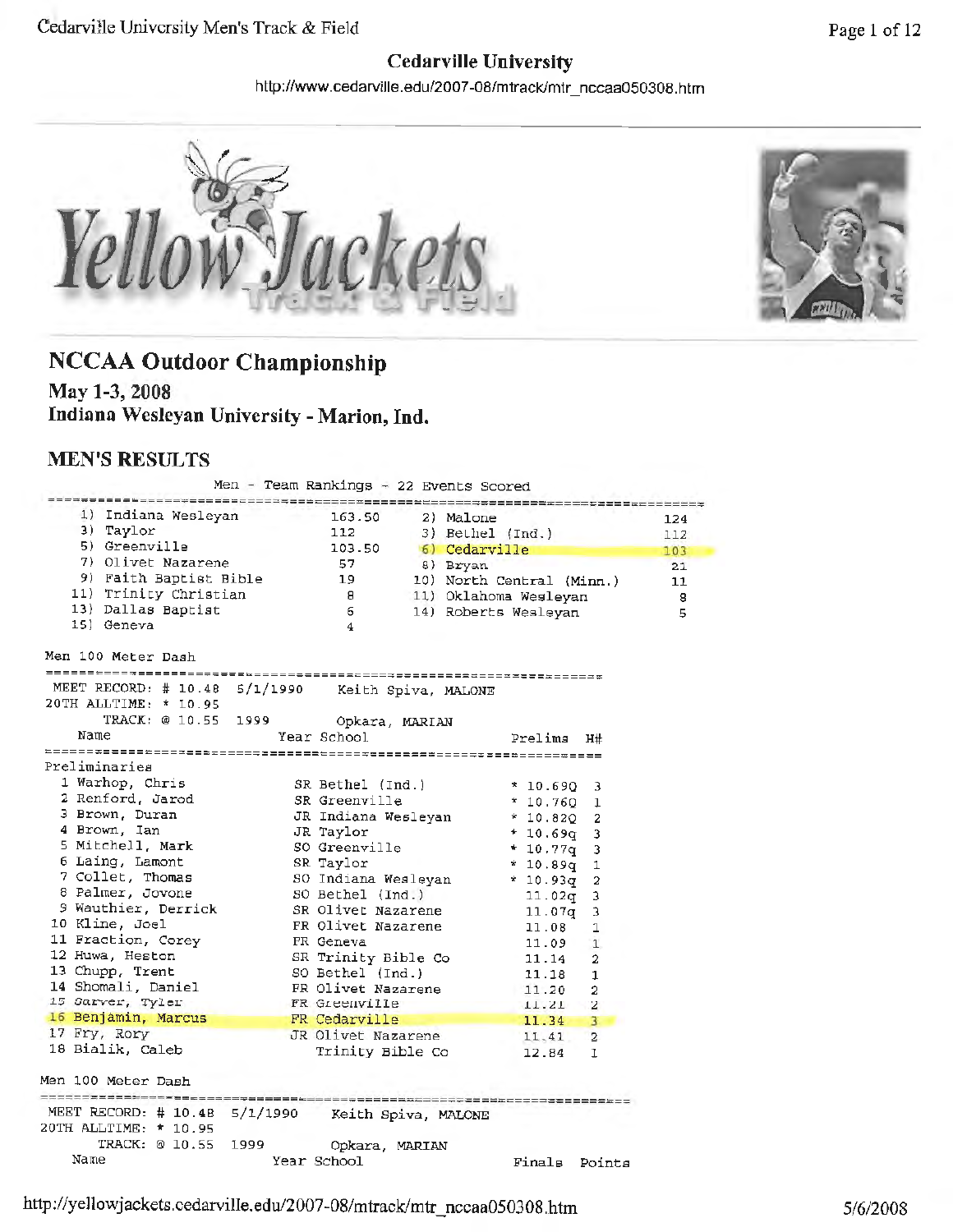# Cedarville University

http://www.cedarville.edu/2007-08/mtrack/mtr_nccaa050308.htm

## NCCAA Outdoor Championship

**May 1-3, 2008**
**Indiana Wesleyan University - Marion, Ind.**

## MEN'S RESULTS

Men - Team Rankings - 22 Events Scored

| Rank | Team | Points | Rank | Team | Points |
|---|---|---|---|---|---|
| 1) | Indiana Wesleyan | 163.50 | 2) | Malone | 124 |
| 3) | Taylor | 112 | 3) | Bethel (Ind.) | 112 |
| 5) | Greenville | 103.50 | 6) | Cedarville | 103 |
| 7) | Olivet Nazarene | 57 | 8) | Bryan | 21 |
| 9) | Faith Baptist Bible | 19 | 10) | North Central (Minn.) | 11 |
| 11) | Trinity Christian | 8 | 11) | Oklahoma Wesleyan | 8 |
| 13) | Dallas Baptist | 6 | 14) | Roberts Wesleyan | 5 |
| 15) | Geneva | 4 | | | |

### Men 100 Meter Dash

MEET RECORD: # 10.48 5/1/1990 Keith Spiva, MALONE
20TH ALLTIME: * 10.95
TRACK: @ 10.55 1999 Opkara, MARIAN

Preliminaries

| Place | Name | Year | School | Prelims | H# |
|---|---|---|---|---|---|
| 1 | Warhop, Chris | SR | Bethel (Ind.) | * 10.69Q | 3 |
| 2 | Renford, Jarod | SR | Greenville | * 10.76Q | 1 |
| 3 | Brown, Duran | JR | Indiana Wesleyan | * 10.82Q | 2 |
| 4 | Brown, Ian | JR | Taylor | * 10.69q | 3 |
| 5 | Mitchell, Mark | SO | Greenville | * 10.77q | 3 |
| 6 | Laing, Lamont | SR | Taylor | * 10.89q | 1 |
| 7 | Collet, Thomas | SO | Indiana Wesleyan | * 10.93q | 2 |
| 8 | Palmer, Jovone | SO | Bethel (Ind.) | 11.02q | 3 |
| 9 | Wauthier, Derrick | SR | Olivet Nazarene | 11.07q | 3 |
| 10 | Kline, Joel | FR | Olivet Nazarene | 11.08 | 1 |
| 11 | Fraction, Corey | FR | Geneva | 11.09 | 1 |
| 12 | Huwa, Heston | SR | Trinity Bible Co | 11.14 | 2 |
| 13 | Chupp, Trent | SO | Bethel (Ind.) | 11.18 | 1 |
| 14 | Shomali, Daniel | FR | Olivet Nazarene | 11.20 | 2 |
| 15 | Garver, Tyler | FR | Greenville | 11.21 | 2 |
| 16 | Benjamin, Marcus | FR | Cedarville | 11.34 | 3 |
| 17 | Fry, Rory | JR | Olivet Nazarene | 11.41 | 2 |
| 18 | Bialik, Caleb | | Trinity Bible Co | 12.84 | 1 |

### Men 100 Meter Dash

MEET RECORD: # 10.48 5/1/1990 Keith Spiva, MALONE
20TH ALLTIME: * 10.95
TRACK: @ 10.55 1999 Opkara, MARIAN

| Name | Year | School | Finals | Points |
|---|---|---|---|---|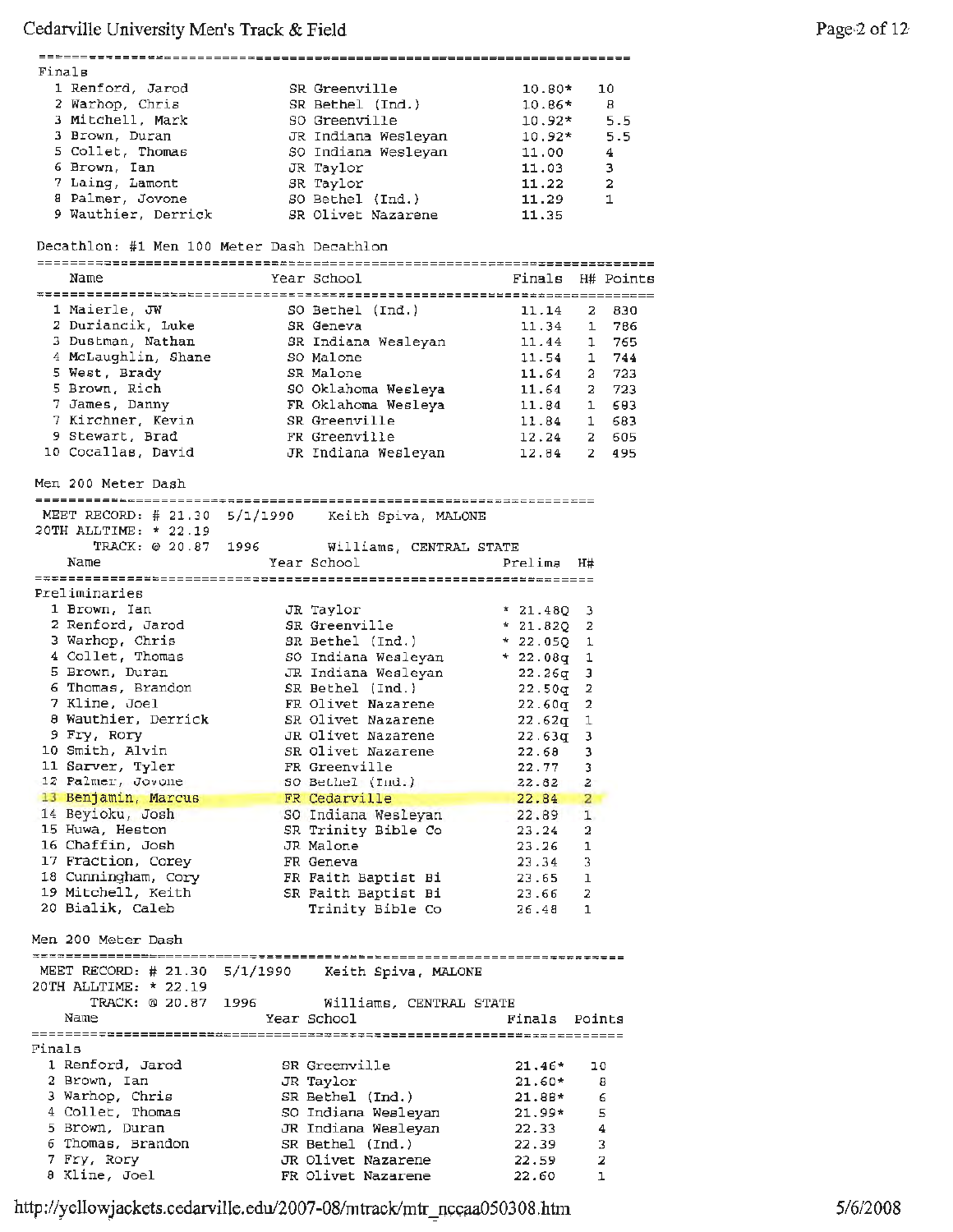## Finals

| Place | Name | Year | School | Finals | Points |
|---|---|---|---|---|---|
| 1 | Renford, Jarod | SR | Greenville | 10.80* | 10 |
| 2 | Warhop, Chris | SR | Bethel (Ind.) | 10.86* | 8 |
| 3 | Mitchell, Mark | SO | Greenville | 10.92* | 5.5 |
| 3 | Brown, Duran | JR | Indiana Wesleyan | 10.92* | 5.5 |
| 5 | Collet, Thomas | SO | Indiana Wesleyan | 11.00 | 4 |
| 6 | Brown, Ian | JR | Taylor | 11.03 | 3 |
| 7 | Laing, Lamont | SR | Taylor | 11.22 | 2 |
| 8 | Palmer, Jovone | SO | Bethel (Ind.) | 11.29 | 1 |
| 9 | Wauthier, Derrick | SR | Olivet Nazarene | 11.35 | |

## Decathlon: #1 Men 100 Meter Dash Decathlon

| Place | Name | Year | School | Finals | H# | Points |
|---|---|---|---|---|---|---|
| 1 | Maierle, JW | SO | Bethel (Ind.) | 11.14 | 2 | 830 |
| 2 | Duriancik, Luke | SR | Geneva | 11.34 | 1 | 786 |
| 3 | Dustman, Nathan | SR | Indiana Wesleyan | 11.44 | 1 | 765 |
| 4 | McLaughlin, Shane | SO | Malone | 11.54 | 1 | 744 |
| 5 | West, Brady | SR | Malone | 11.64 | 2 | 723 |
| 5 | Brown, Rich | SO | Oklahoma Wesleya | 11.64 | 2 | 723 |
| 7 | James, Danny | FR | Oklahoma Wesleya | 11.84 | 1 | 683 |
| 7 | Kirchner, Kevin | SR | Greenville | 11.84 | 1 | 683 |
| 9 | Stewart, Brad | FR | Greenville | 12.24 | 2 | 605 |
| 10 | Cocallas, David | JR | Indiana Wesleyan | 12.84 | 2 | 495 |

## Men 200 Meter Dash

MEET RECORD: # 21.30 5/1/1990 Keith Spiva, MALONE
20TH ALLTIME: * 22.19
TRACK: @ 20.87 1996 Williams, CENTRAL STATE

### Preliminaries

| Place | Name | Year | School | Prelims | H# |
|---|---|---|---|---|---|
| 1 | Brown, Ian | JR | Taylor | * 21.48Q | 3 |
| 2 | Renford, Jarod | SR | Greenville | * 21.82Q | 2 |
| 3 | Warhop, Chris | SR | Bethel (Ind.) | * 22.05Q | 1 |
| 4 | Collet, Thomas | SO | Indiana Wesleyan | * 22.08q | 1 |
| 5 | Brown, Duran | JR | Indiana Wesleyan | 22.26q | 3 |
| 6 | Thomas, Brandon | SR | Bethel (Ind.) | 22.50q | 2 |
| 7 | Kline, Joel | FR | Olivet Nazarene | 22.60q | 2 |
| 8 | Wauthier, Derrick | SR | Olivet Nazarene | 22.62q | 1 |
| 9 | Fry, Rory | JR | Olivet Nazarene | 22.63q | 3 |
| 10 | Smith, Alvin | SR | Olivet Nazarene | 22.68 | 3 |
| 11 | Sarver, Tyler | FR | Greenville | 22.77 | 3 |
| 12 | Palmer, Jovone | SO | Bethel (Ind.) | 22.82 | 2 |
| 13 | Benjamin, Marcus | FR | Cedarville | 22.84 | 2 |
| 14 | Beyioku, Josh | SO | Indiana Wesleyan | 22.89 | 1 |
| 15 | Huwa, Heston | SR | Trinity Bible Co | 23.24 | 2 |
| 16 | Chaffin, Josh | JR | Malone | 23.26 | 1 |
| 17 | Fraction, Corey | FR | Geneva | 23.34 | 3 |
| 18 | Cunningham, Cory | FR | Faith Baptist Bi | 23.65 | 1 |
| 19 | Mitchell, Keith | SR | Faith Baptist Bi | 23.66 | 2 |
| 20 | Bialik, Caleb | | Trinity Bible Co | 26.48 | 1 |

## Men 200 Meter Dash

MEET RECORD: # 21.30 5/1/1990 Keith Spiva, MALONE
20TH ALLTIME: * 22.19
TRACK: @ 20.87 1996 Williams, CENTRAL STATE

### Finals

| Place | Name | Year | School | Finals | Points |
|---|---|---|---|---|---|
| 1 | Renford, Jarod | SR | Greenville | 21.46* | 10 |
| 2 | Brown, Ian | JR | Taylor | 21.60* | 8 |
| 3 | Warhop, Chris | SR | Bethel (Ind.) | 21.88* | 6 |
| 4 | Collet, Thomas | SO | Indiana Wesleyan | 21.99* | 5 |
| 5 | Brown, Duran | JR | Indiana Wesleyan | 22.33 | 4 |
| 6 | Thomas, Brandon | SR | Bethel (Ind.) | 22.39 | 3 |
| 7 | Fry, Rory | JR | Olivet Nazarene | 22.59 | 2 |
| 8 | Kline, Joel | FR | Olivet Nazarene | 22.60 | 1 |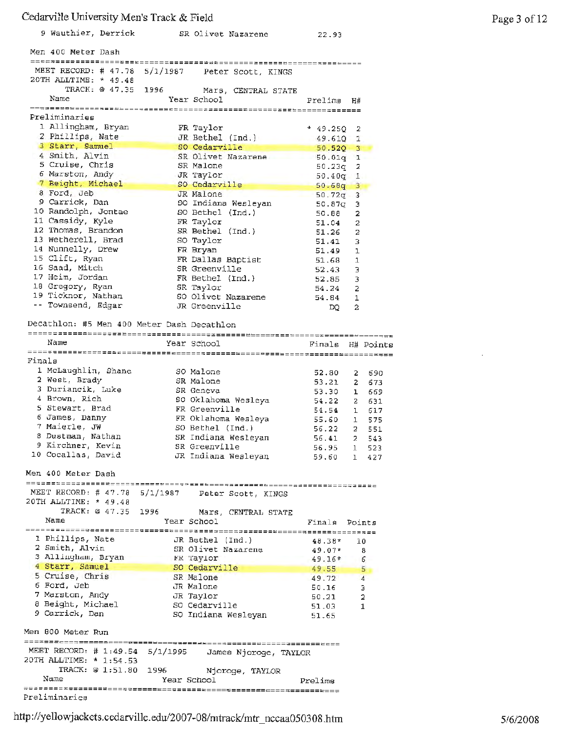9 Wauthier, Derrick SR Olivet Nazarene 22.93

## Men 400 Meter Dash

MEET RECORD: # 47.78 5/1/1987 Peter Scott, KINGS
20TH ALLTIME: * 49.48
TRACK: @ 47.35 1996 Mars, CENTRAL STATE

**Preliminaries**

| | Name | Year | School | Prelims | H# |
|---|---|---|---|---|---|
| 1 | Allingham, Bryan | FR | Taylor | * 49.25Q | 2 |
| 2 | Phillips, Nate | JR | Bethel (Ind.) | 49.61Q | 1 |
| 3 | Starr, Samuel | SO | Cedarville | 50.52Q | 3 |
| 4 | Smith, Alvin | SR | Olivet Nazarene | 50.01q | 1 |
| 5 | Cruise, Chris | SR | Malone | 50.23q | 2 |
| 6 | Marston, Andy | JR | Taylor | 50.40q | 1 |
| 7 | Beight, Michael | SO | Cedarville | 50.68q | 3 |
| 8 | Ford, Jeb | JR | Malone | 50.72q | 3 |
| 9 | Carrick, Dan | SO | Indiana Wesleyan | 50.87q | 3 |
| 10 | Randolph, Jontae | SO | Bethel (Ind.) | 50.88 | 2 |
| 11 | Cassidy, Kyle | FR | Taylor | 51.04 | 2 |
| 12 | Thomas, Brandon | SR | Bethel (Ind.) | 51.26 | 2 |
| 13 | Wetherell, Brad | SO | Taylor | 51.41 | 3 |
| 14 | Nunnelly, Drew | FR | Bryan | 51.49 | 1 |
| 15 | Clift, Ryan | FR | Dallas Baptist | 51.68 | 1 |
| 16 | Saad, Mitch | SR | Greenville | 52.43 | 3 |
| 17 | Heim, Jordan | FR | Bethel (Ind.) | 52.85 | 3 |
| 18 | Gregory, Ryan | SR | Taylor | 54.24 | 2 |
| 19 | Ticknor, Nathan | SO | Olivet Nazarene | 54.84 | 1 |
| -- | Townsend, Edgar | JR | Greenville | DQ | 2 |

## Decathlon: #5 Men 400 Meter Dash Decathlon

**Finals**

| | Name | Year | School | Finals | H# | Points |
|---|---|---|---|---|---|---|
| 1 | McLaughlin, Shane | SO | Malone | 52.80 | 2 | 690 |
| 2 | West, Brady | SR | Malone | 53.21 | 2 | 673 |
| 3 | Duriancik, Luke | SR | Geneva | 53.30 | 1 | 669 |
| 4 | Brown, Rich | SO | Oklahoma Wesleya | 54.22 | 2 | 631 |
| 5 | Stewart, Brad | FR | Greenville | 54.54 | 1 | 617 |
| 6 | James, Danny | FR | Oklahoma Wesleya | 55.60 | 1 | 575 |
| 7 | Maierle, JW | SO | Bethel (Ind.) | 56.22 | 2 | 551 |
| 8 | Dustman, Nathan | SR | Indiana Wesleyan | 56.41 | 2 | 543 |
| 9 | Kirchner, Kevin | SR | Greenville | 56.95 | 1 | 523 |
| 10 | Cocallas, David | JR | Indiana Wesleyan | 59.60 | 1 | 427 |

## Men 400 Meter Dash

MEET RECORD: # 47.78 5/1/1987 Peter Scott, KINGS
20TH ALLTIME: * 49.48
TRACK: @ 47.35 1996 Mars, CENTRAL STATE

| | Name | Year | School | Finals | Points |
|---|---|---|---|---|---|
| 1 | Phillips, Nate | JR | Bethel (Ind.) | 48.38* | 10 |
| 2 | Smith, Alvin | SR | Olivet Nazarene | 49.07* | 8 |
| 3 | Allingham, Bryan | FR | Taylor | 49.16* | 6 |
| 4 | Starr, Samuel | SO | Cedarville | 49.55 | 5 |
| 5 | Cruise, Chris | SR | Malone | 49.72 | 4 |
| 6 | Ford, Jeb | JR | Malone | 50.16 | 3 |
| 7 | Marston, Andy | JR | Taylor | 50.21 | 2 |
| 8 | Beight, Michael | SO | Cedarville | 51.03 | 1 |
| 9 | Carrick, Dan | SO | Indiana Wesleyan | 51.65 | |

## Men 800 Meter Run

MEET RECORD: # 1:49.54 5/1/1995 James Njoroge, TAYLOR
20TH ALLTIME: * 1:54.53
TRACK: @ 1:51.80 1996 Njoroge, TAYLOR

| Name | Year | School | Prelims |
|---|---|---|---|

**Preliminaries**

http://yellowjackets.cedarville.edu/2007-08/mtrack/mtr_nccaa050308.htm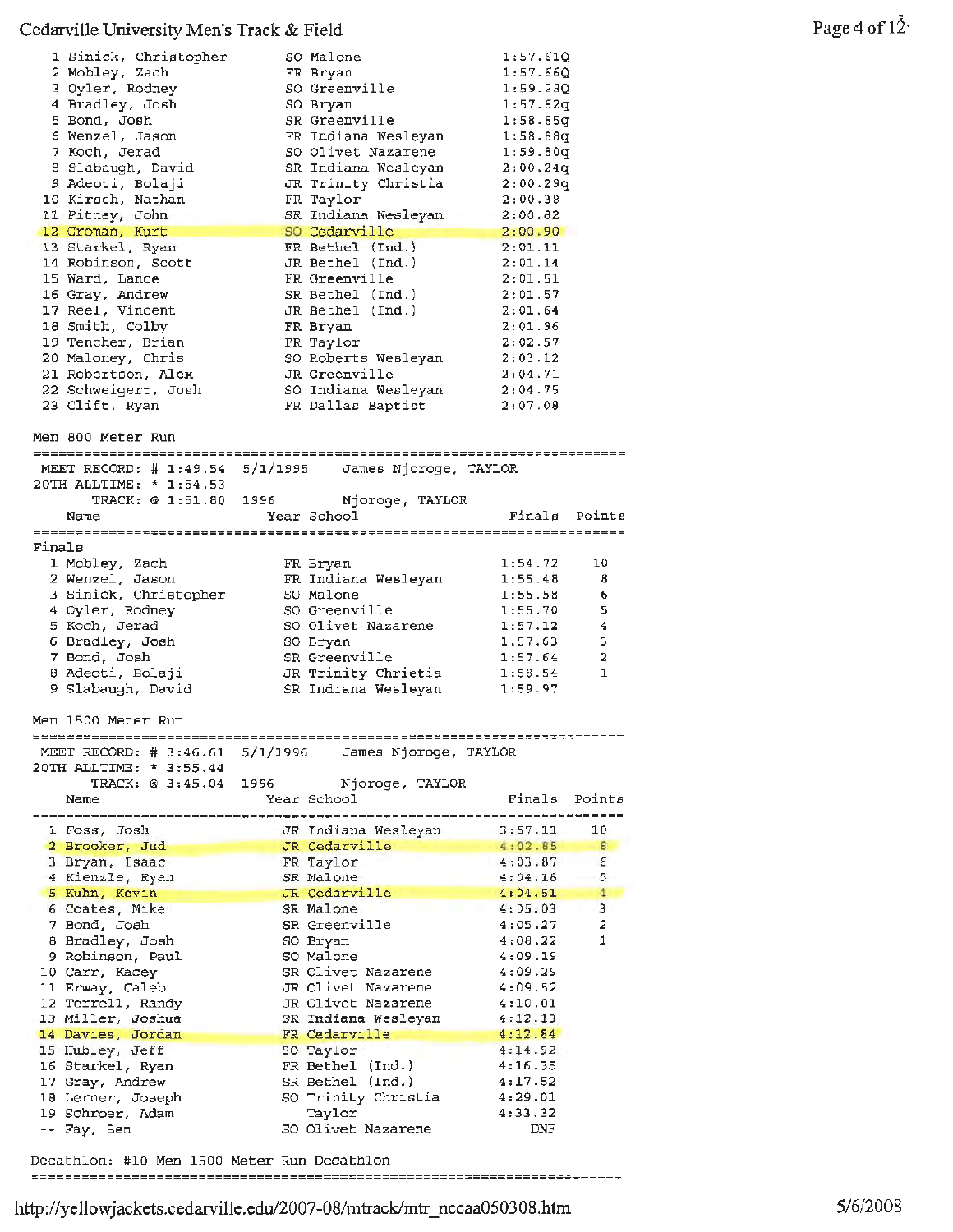Cedarville University Men's Track & Field

| Place | Name | Year | School | Finals |
|---|---|---|---|---|
| 1 | Sinick, Christopher | SO | Malone | 1:57.61Q |
| 2 | Mobley, Zach | FR | Bryan | 1:57.66Q |
| 3 | Oyler, Rodney | SO | Greenville | 1:59.28Q |
| 4 | Bradley, Josh | SO | Bryan | 1:57.62q |
| 5 | Bond, Josh | SR | Greenville | 1:58.85q |
| 6 | Wenzel, Jason | FR | Indiana Wesleyan | 1:58.88q |
| 7 | Koch, Jerad | SO | Olivet Nazarene | 1:59.80q |
| 8 | Slabaugh, David | SR | Indiana Wesleyan | 2:00.24q |
| 9 | Adeoti, Bolaji | JR | Trinity Christia | 2:00.29q |
| 10 | Kirsch, Nathan | FR | Taylor | 2:00.38 |
| 11 | Pitney, John | SR | Indiana Wesleyan | 2:00.82 |
| 12 | Groman, Kurt | SO | Cedarville | 2:00.90 |
| 13 | Starkel, Ryan | FR | Bethel (Ind.) | 2:01.11 |
| 14 | Robinson, Scott | JR | Bethel (Ind.) | 2:01.14 |
| 15 | Ward, Lance | FR | Greenville | 2:01.51 |
| 16 | Gray, Andrew | SR | Bethel (Ind.) | 2:01.57 |
| 17 | Reel, Vincent | JR | Bethel (Ind.) | 2:01.64 |
| 18 | Smith, Colby | FR | Bryan | 2:01.96 |
| 19 | Tencher, Brian | FR | Taylor | 2:02.57 |
| 20 | Maloney, Chris | SO | Roberts Wesleyan | 2:03.12 |
| 21 | Robertson, Alex | JR | Greenville | 2:04.71 |
| 22 | Schweigert, Josh | SO | Indiana Wesleyan | 2:04.75 |
| 23 | Clift, Ryan | FR | Dallas Baptist | 2:07.08 |

## Men 800 Meter Run

MEET RECORD: # 1:49.54 5/1/1995 James Njoroge, TAYLOR
20TH ALLTIME: * 1:54.53
TRACK: @ 1:51.80 1996 Njoroge, TAYLOR

**Finals**

| Place | Name | Year | School | Finals | Points |
|---|---|---|---|---|---|
| 1 | Mobley, Zach | FR | Bryan | 1:54.72 | 10 |
| 2 | Wenzel, Jason | FR | Indiana Wesleyan | 1:55.48 | 8 |
| 3 | Sinick, Christopher | SO | Malone | 1:55.58 | 6 |
| 4 | Oyler, Rodney | SO | Greenville | 1:55.70 | 5 |
| 5 | Koch, Jerad | SO | Olivet Nazarene | 1:57.12 | 4 |
| 6 | Bradley, Josh | SO | Bryan | 1:57.63 | 3 |
| 7 | Bond, Josh | SR | Greenville | 1:57.64 | 2 |
| 8 | Adeoti, Bolaji | JR | Trinity Christia | 1:58.54 | 1 |
| 9 | Slabaugh, David | SR | Indiana Wesleyan | 1:59.97 | |

## Men 1500 Meter Run

MEET RECORD: # 3:46.61 5/1/1996 James Njoroge, TAYLOR
20TH ALLTIME: * 3:55.44
TRACK: @ 3:45.04 1996 Njoroge, TAYLOR

| Place | Name | Year | School | Finals | Points |
|---|---|---|---|---|---|
| 1 | Foss, Josh | JR | Indiana Wesleyan | 3:57.11 | 10 |
| 2 | Brooker, Jud | JR | Cedarville | 4:02.85 | 8 |
| 3 | Bryan, Isaac | FR | Taylor | 4:03.87 | 6 |
| 4 | Kienzle, Ryan | SR | Malone | 4:04.18 | 5 |
| 5 | Kuhn, Kevin | JR | Cedarville | 4:04.51 | 4 |
| 6 | Coates, Mike | SR | Malone | 4:05.03 | 3 |
| 7 | Bond, Josh | SR | Greenville | 4:05.27 | 2 |
| 8 | Bradley, Josh | SO | Bryan | 4:08.22 | 1 |
| 9 | Robinson, Paul | SO | Malone | 4:09.19 | |
| 10 | Carr, Kacey | SR | Olivet Nazarene | 4:09.29 | |
| 11 | Erway, Caleb | JR | Olivet Nazarene | 4:09.52 | |
| 12 | Terrell, Randy | JR | Olivet Nazarene | 4:10.01 | |
| 13 | Miller, Joshua | SR | Indiana Wesleyan | 4:12.13 | |
| 14 | Davies, Jordan | FR | Cedarville | 4:12.84 | |
| 15 | Hubley, Jeff | SO | Taylor | 4:14.92 | |
| 16 | Starkel, Ryan | FR | Bethel (Ind.) | 4:16.35 | |
| 17 | Gray, Andrew | SR | Bethel (Ind.) | 4:17.52 | |
| 18 | Lerner, Joseph | SO | Trinity Christia | 4:29.01 | |
| 19 | Schroer, Adam | | Taylor | 4:33.32 | |
| -- | Fay, Ben | SO | Olivet Nazarene | DNF | |

## Decathlon: #10 Men 1500 Meter Run Decathlon

http://yellowjackets.cedarville.edu/2007-08/mtrack/mtr_nccaa050308.htm 5/6/2008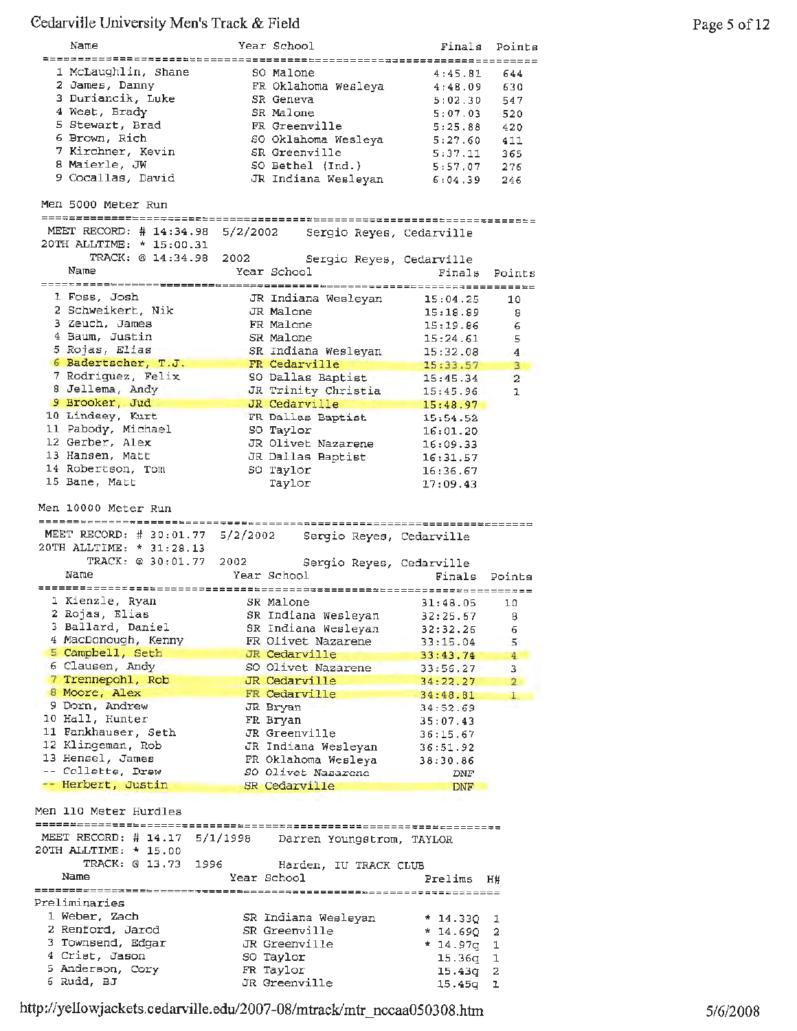| Name | Year | School | Finals | Points |
|---|---|---|---|---|
| 1 McLaughlin, Shane | SO | Malone | 4:45.81 | 644 |
| 2 James, Danny | FR | Oklahoma Wesleya | 4:48.09 | 630 |
| 3 Duriancik, Luke | SR | Geneva | 5:02.30 | 547 |
| 4 West, Brady | SR | Malone | 5:07.03 | 520 |
| 5 Stewart, Brad | FR | Greenville | 5:25.88 | 420 |
| 6 Brown, Rich | SO | Oklahoma Wesleya | 5:27.60 | 411 |
| 7 Kirchner, Kevin | SR | Greenville | 5:37.11 | 365 |
| 8 Maierle, JW | SO | Bethel (Ind.) | 5:57.07 | 276 |
| 9 Cocallas, David | JR | Indiana Wesleyan | 6:04.39 | 246 |

## Men 5000 Meter Run

MEET RECORD: # 14:34.98 5/2/2002 Sergio Reyes, Cedarville
20TH ALLTIME: * 15:00.31
TRACK: @ 14:34.98 2002 Sergio Reyes, Cedarville

| Name | Year | School | Finals | Points |
|---|---|---|---|---|
| 1 Foss, Josh | JR | Indiana Wesleyan | 15:04.25 | 10 |
| 2 Schweikert, Nik | JR | Malone | 15:18.89 | 8 |
| 3 Zeuch, James | FR | Malone | 15:19.86 | 6 |
| 4 Baum, Justin | SR | Malone | 15:24.61 | 5 |
| 5 Rojas, Elias | SR | Indiana Wesleyan | 15:32.08 | 4 |
| 6 Badertscher, T.J. | FR | Cedarville | 15:33.57 | 3 |
| 7 Rodriguez, Felix | SO | Dallas Baptist | 15:45.34 | 2 |
| 8 Jellema, Andy | JR | Trinity Christia | 15:45.96 | 1 |
| 9 Brooker, Jud | JR | Cedarville | 15:48.97 | |
| 10 Lindsey, Kurt | FR | Dallas Baptist | 15:54.52 | |
| 11 Pabody, Michael | SO | Taylor | 16:01.20 | |
| 12 Gerber, Alex | JR | Olivet Nazarene | 16:09.33 | |
| 13 Hansen, Matt | JR | Dallas Baptist | 16:31.57 | |
| 14 Robertson, Tom | SO | Taylor | 16:36.67 | |
| 15 Bane, Matt | | Taylor | 17:09.43 | |

## Men 10000 Meter Run

MEET RECORD: # 30:01.77 5/2/2002 Sergio Reyes, Cedarville
20TH ALLTIME: * 31:28.13
TRACK: @ 30:01.77 2002 Sergio Reyes, Cedarville

| Name | Year | School | Finals | Points |
|---|---|---|---|---|
| 1 Kienzle, Ryan | SR | Malone | 31:48.05 | 10 |
| 2 Rojas, Elias | SR | Indiana Wesleyan | 32:25.57 | 8 |
| 3 Ballard, Daniel | SR | Indiana Wesleyan | 32:32.26 | 6 |
| 4 MacDonough, Kenny | FR | Olivet Nazarene | 33:15.04 | 5 |
| 5 Campbell, Seth | JR | Cedarville | 33:43.74 | 4 |
| 6 Clausen, Andy | SO | Olivet Nazarene | 33:56.27 | 3 |
| 7 Trennepohl, Rob | JR | Cedarville | 34:22.27 | 2 |
| 8 Moore, Alex | FR | Cedarville | 34:48.81 | 1 |
| 9 Dorn, Andrew | JR | Bryan | 34:52.69 | |
| 10 Hall, Hunter | FR | Bryan | 35:07.43 | |
| 11 Fankhauser, Seth | JR | Greenville | 36:15.67 | |
| 12 Klingeman, Rob | JR | Indiana Wesleyan | 36:51.92 | |
| 13 Hensel, James | FR | Oklahoma Wesleya | 38:30.86 | |
| -- Collette, Drew | SO | Olivet Nazarene | DNF | |
| -- Herbert, Justin | SR | Cedarville | DNF | |

## Men 110 Meter Hurdles

MEET RECORD: # 14.17 5/1/1998 Darren Youngstrom, TAYLOR
20TH ALLTIME: * 15.00
TRACK: @ 13.73 1996 Harden, IU TRACK CLUB

| Name | Year | School | Prelims | H# |
|---|---|---|---|---|
| **Preliminaries** | | | | |
| 1 Weber, Zach | SR | Indiana Wesleyan | * 14.33Q | 1 |
| 2 Renford, Jarod | SR | Greenville | * 14.69Q | 2 |
| 3 Townsend, Edgar | JR | Greenville | * 14.97q | 1 |
| 4 Crist, Jason | SO | Taylor | 15.36q | 1 |
| 5 Anderson, Cory | FR | Taylor | 15.43q | 2 |
| 6 Rudd, BJ | JR | Greenville | 15.45q | 1 |

http://yellowjackets.cedarville.edu/2007-08/mtrack/mtr_nccaa050308.htm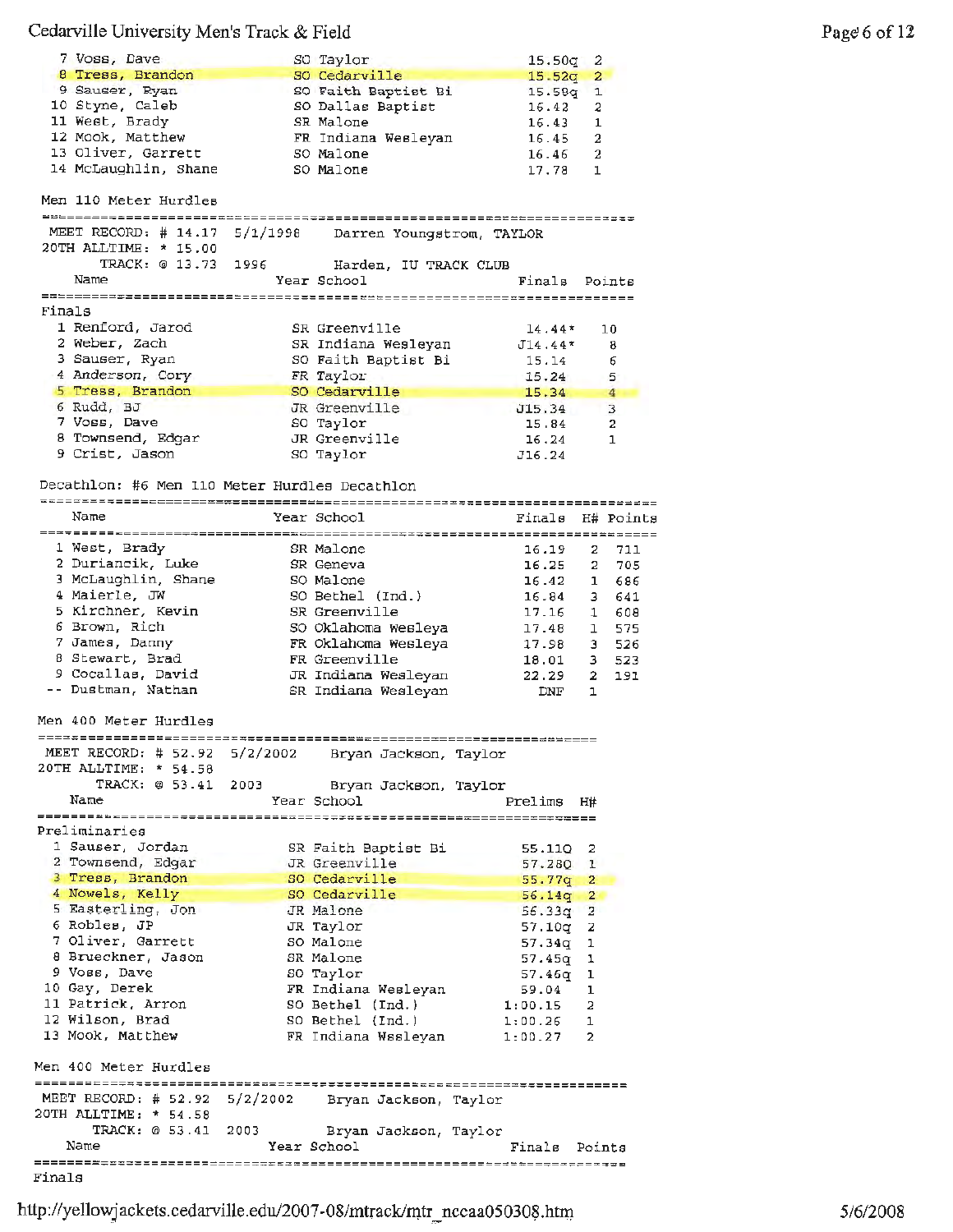| | Name | Year | School | Prelims | H# |
|---|---|---|---|---|---|
| 7 | Voss, Dave | SO | Taylor | 15.50q | 2 |
| 8 | Tress, Brandon | SO | Cedarville | 15.52q | 2 |
| 9 | Sauser, Ryan | SO | Faith Baptist Bi | 15.59q | 1 |
| 10 | Styne, Caleb | SO | Dallas Baptist | 16.42 | 2 |
| 11 | West, Brady | SR | Malone | 16.43 | 1 |
| 12 | Mook, Matthew | FR | Indiana Wesleyan | 16.45 | 2 |
| 13 | Oliver, Garrett | SO | Malone | 16.46 | 2 |
| 14 | McLaughlin, Shane | SO | Malone | 17.78 | 1 |

## Men 110 Meter Hurdles

MEET RECORD: # 14.17 5/1/1998 Darren Youngstrom, TAYLOR
20TH ALLTIME: * 15.00
TRACK: @ 13.73 1996 Harden, IU TRACK CLUB

Finals

| | Name | Year | School | Finals | Points |
|---|---|---|---|---|---|
| 1 | Renford, Jarod | SR | Greenville | 14.44* | 10 |
| 2 | Weber, Zach | SR | Indiana Wesleyan | J14.44* | 8 |
| 3 | Sauser, Ryan | SO | Faith Baptist Bi | 15.14 | 6 |
| 4 | Anderson, Cory | FR | Taylor | 15.24 | 5 |
| 5 | Tress, Brandon | SO | Cedarville | 15.34 | 4 |
| 6 | Rudd, BJ | JR | Greenville | J15.34 | 3 |
| 7 | Voss, Dave | SO | Taylor | 15.84 | 2 |
| 8 | Townsend, Edgar | JR | Greenville | 16.24 | 1 |
| 9 | Crist, Jason | SO | Taylor | J16.24 | |

## Decathlon: #6 Men 110 Meter Hurdles Decathlon

| | Name | Year | School | Finals | H# | Points |
|---|---|---|---|---|---|---|
| 1 | West, Brady | SR | Malone | 16.19 | 2 | 711 |
| 2 | Duriancik, Luke | SR | Geneva | 16.25 | 2 | 705 |
| 3 | McLaughlin, Shane | SO | Malone | 16.42 | 1 | 686 |
| 4 | Maierle, JW | SO | Bethel (Ind.) | 16.84 | 3 | 641 |
| 5 | Kirchner, Kevin | SR | Greenville | 17.16 | 1 | 608 |
| 6 | Brown, Rich | SO | Oklahoma Wesleya | 17.48 | 1 | 575 |
| 7 | James, Danny | FR | Oklahoma Wesleya | 17.98 | 3 | 526 |
| 8 | Stewart, Brad | FR | Greenville | 18.01 | 3 | 523 |
| 9 | Cocallas, David | JR | Indiana Wesleyan | 22.29 | 2 | 191 |
| -- | Dustman, Nathan | SR | Indiana Wesleyan | DNF | 1 | |

## Men 400 Meter Hurdles

MEET RECORD: # 52.92 5/2/2002 Bryan Jackson, Taylor
20TH ALLTIME: * 54.58
TRACK: @ 53.41 2003 Bryan Jackson, Taylor

Preliminaries

| | Name | Year | School | Prelims | H# |
|---|---|---|---|---|---|
| 1 | Sauser, Jordan | SR | Faith Baptist Bi | 55.11Q | 2 |
| 2 | Townsend, Edgar | JR | Greenville | 57.28Q | 1 |
| 3 | Tress, Brandon | SO | Cedarville | 55.77q | 2 |
| 4 | Nowels, Kelly | SO | Cedarville | 56.14q | 2 |
| 5 | Easterling, Jon | JR | Malone | 56.33q | 2 |
| 6 | Robles, JP | JR | Taylor | 57.10q | 2 |
| 7 | Oliver, Garrett | SO | Malone | 57.34q | 1 |
| 8 | Brueckner, Jason | SR | Malone | 57.45q | 1 |
| 9 | Voss, Dave | SO | Taylor | 57.46q | 1 |
| 10 | Gay, Derek | FR | Indiana Wesleyan | 59.04 | 1 |
| 11 | Patrick, Arron | SO | Bethel (Ind.) | 1:00.15 | 2 |
| 12 | Wilson, Brad | SO | Bethel (Ind.) | 1:00.26 | 1 |
| 13 | Mook, Matthew | FR | Indiana Wesleyan | 1:00.27 | 2 |

## Men 400 Meter Hurdles

MEET RECORD: # 52.92 5/2/2002 Bryan Jackson, Taylor
20TH ALLTIME: * 54.58
TRACK: @ 53.41 2003 Bryan Jackson, Taylor

| Name | Year | School | Finals | Points |
|---|---|---|---|---|

Finals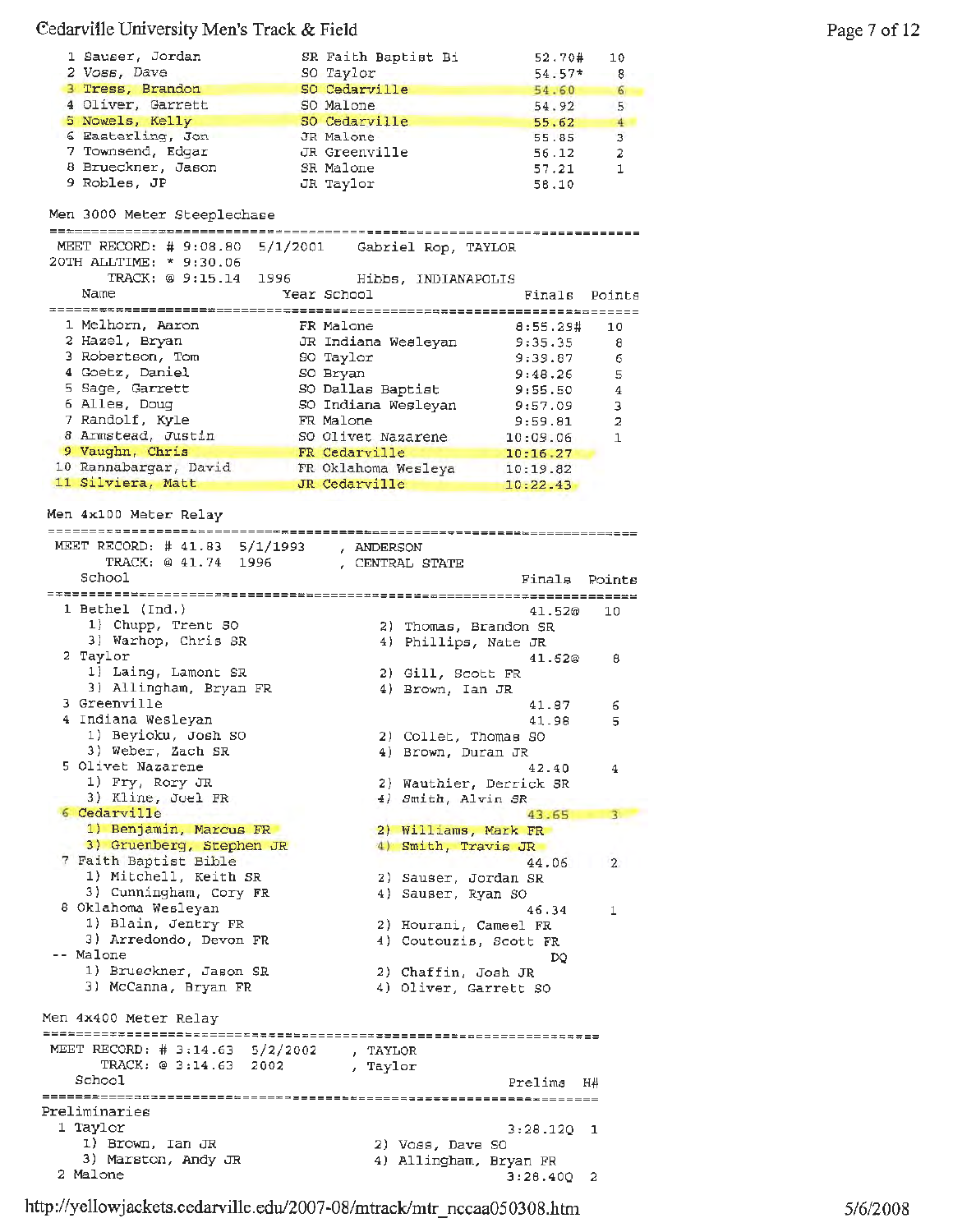| Place | Name | Year | School | Finals | Points |
|---|---|---|---|---|---|
| 1 | Sauser, Jordan | SR | Faith Baptist Bi | 52.70# | 10 |
| 2 | Voss, Dave | SO | Taylor | 54.57* | 8 |
| 3 | Tress, Brandon | SO | Cedarville | 54.60 | 6 |
| 4 | Oliver, Garrett | SO | Malone | 54.92 | 5 |
| 5 | Nowels, Kelly | SO | Cedarville | 55.62 | 4 |
| 6 | Easterling, Jon | JR | Malone | 55.85 | 3 |
| 7 | Townsend, Edgar | JR | Greenville | 56.12 | 2 |
| 8 | Brueckner, Jason | SR | Malone | 57.21 | 1 |
| 9 | Robles, JP | JR | Taylor | 58.10 | |

## Men 3000 Meter Steeplechase

MEET RECORD: # 9:08.80 5/1/2001 Gabriel Rop, TAYLOR
20TH ALLTIME: * 9:30.06
TRACK: @ 9:15.14 1996 Hibbs, INDIANAPOLIS

| Place | Name | Year | School | Finals | Points |
|---|---|---|---|---|---|
| 1 | Melhorn, Aaron | FR | Malone | 8:55.29# | 10 |
| 2 | Hazel, Bryan | JR | Indiana Wesleyan | 9:35.35 | 8 |
| 3 | Robertson, Tom | SO | Taylor | 9:39.87 | 6 |
| 4 | Goetz, Daniel | SO | Bryan | 9:48.26 | 5 |
| 5 | Sage, Garrett | SO | Dallas Baptist | 9:55.50 | 4 |
| 6 | Alles, Doug | SO | Indiana Wesleyan | 9:57.09 | 3 |
| 7 | Randolf, Kyle | FR | Malone | 9:59.81 | 2 |
| 8 | Armstead, Justin | SO | Olivet Nazarene | 10:09.06 | 1 |
| 9 | Vaughn, Chris | FR | Cedarville | 10:16.27 | |
| 10 | Rannabargar, David | FR | Oklahoma Wesleya | 10:19.82 | |
| 11 | Silviera, Matt | JR | Cedarville | 10:22.43 | |

## Men 4x100 Meter Relay

MEET RECORD: # 41.83 5/1/1993 , ANDERSON
TRACK: @ 41.74 1996 , CENTRAL STATE

| Place | School | Finals | Points |
|---|---|---|---|
| 1 | Bethel (Ind.) | 41.52@ | 10 |
| | 1) Chupp, Trent SO; 2) Thomas, Brandon SR; 3) Warhop, Chris SR; 4) Phillips, Nate JR | | |
| 2 | Taylor | 41.52@ | 8 |
| | 1) Laing, Lamont SR; 2) Gill, Scott FR; 3) Allingham, Bryan FR; 4) Brown, Ian JR | | |
| 3 | Greenville | 41.87 | 6 |
| 4 | Indiana Wesleyan | 41.98 | 5 |
| | 1) Beyioku, Josh SO; 2) Collet, Thomas SO; 3) Weber, Zach SR; 4) Brown, Duran JR | | |
| 5 | Olivet Nazarene | 42.40 | 4 |
| | 1) Fry, Rory JR; 2) Wauthier, Derrick SR; 3) Kline, Joel FR; 4) Smith, Alvin SR | | |
| 6 | Cedarville | 43.65 | 3 |
| | 1) Benjamin, Marcus FR; 2) Williams, Mark FR; 3) Gruenberg, Stephen JR; 4) Smith, Travis JR | | |
| 7 | Faith Baptist Bible | 44.06 | 2 |
| | 1) Mitchell, Keith SR; 2) Sauser, Jordan SR; 3) Cunningham, Cory FR; 4) Sauser, Ryan SO | | |
| 8 | Oklahoma Wesleyan | 46.34 | 1 |
| | 1) Blain, Jentry FR; 2) Hourani, Cameel FR; 3) Arredondo, Devon FR; 4) Coutouzis, Scott FR | | |
| -- | Malone | DQ | |
| | 1) Brueckner, Jason SR; 2) Chaffin, Josh JR; 3) McCanna, Bryan FR; 4) Oliver, Garrett SO | | |

## Men 4x400 Meter Relay

MEET RECORD: # 3:14.63 5/2/2002 , TAYLOR
TRACK: @ 3:14.63 2002 , Taylor

Preliminaries

| Place | School | Prelims | H# |
|---|---|---|---|
| 1 | Taylor | 3:28.12Q | 1 |
| | 1) Brown, Ian JR; 2) Voss, Dave SO; 3) Marston, Andy JR; 4) Allingham, Bryan FR | | |
| 2 | Malone | 3:28.40Q | 2 |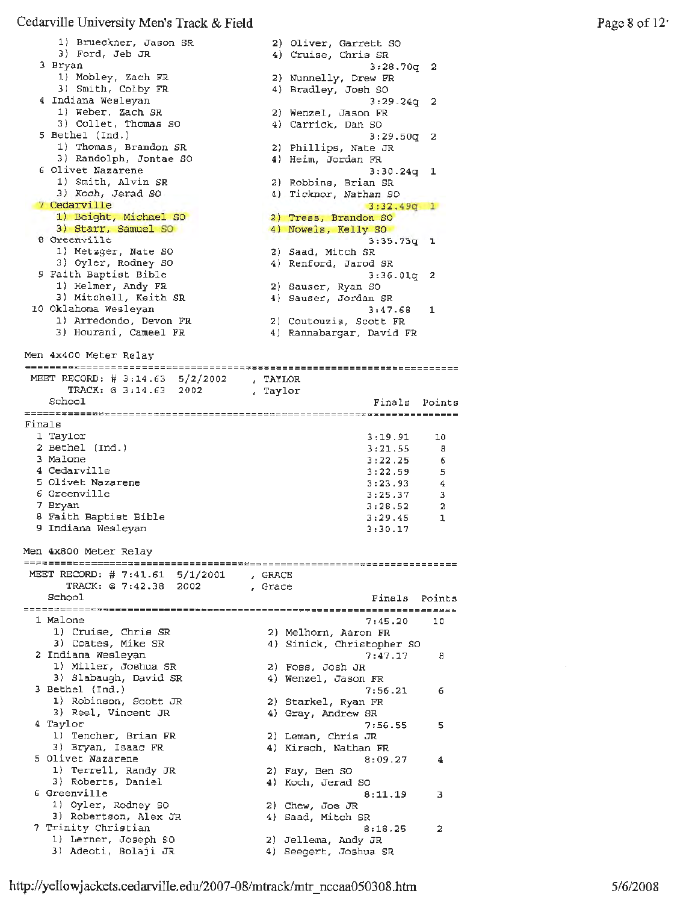```
   1) Brueckner, Jason SR              2) Oliver, Garrett SO
   3) Ford, Jeb JR                     4) Cruise, Chris SR
 3 Bryan                                           3:28.70q  2
   1) Mobley, Zach FR                  2) Nunnelly, Drew FR
   3) Smith, Colby FR                  4) Bradley, Josh SO
 4 Indiana Wesleyan                                3:29.24q  2
   1) Weber, Zach SR                   2) Wenzel, Jason FR
   3) Collet, Thomas SO                4) Carrick, Dan SO
 5 Bethel (Ind.)                                   3:29.50q  2
   1) Thomas, Brandon SR               2) Phillips, Nate JR
   3) Randolph, Jontae SO              4) Heim, Jordan FR
 6 Olivet Nazarene                                 3:30.24q  1
   1) Smith, Alvin SR                  2) Robbins, Brian SR
   3) Koch, Jerad SO                   4) Ticknor, Nathan SO
 7 Cedarville                                      3:32.49q  1
   1) Beight, Michael SO               2) Tress, Brandon SO
   3) Starr, Samuel SO                 4) Nowels, Kelly SO
 8 Greenville                                      3:35.73q  1
   1) Metzger, Nate SO                 2) Saad, Mitch SR
   3) Oyler, Rodney SO                 4) Renford, Jarod SR
 9 Faith Baptist Bible                             3:36.01q  2
   1) Helmer, Andy FR                  2) Sauser, Ryan SO
   3) Mitchell, Keith SR               4) Sauser, Jordan SR
10 Oklahoma Wesleyan                               3:47.68   1
   1) Arredondo, Devon FR              2) Coutouzis, Scott FR
   3) Hourani, Cameel FR               4) Rannabargar, David FR
```

## Men 4x400 Meter Relay

```
=========================================================================
 MEET RECORD: # 3:14.63  5/2/2002      , TAYLOR
      TRACK: @ 3:14.63  2002           , Taylor
    School                                              Finals  Points
=========================================================================
Finals
  1 Taylor                                             3:19.91    10
  2 Bethel (Ind.)                                      3:21.55     8
  3 Malone                                             3:22.25     6
  4 Cedarville                                         3:22.59     5
  5 Olivet Nazarene                                    3:23.93     4
  6 Greenville                                         3:25.37     3
  7 Bryan                                              3:28.52     2
  8 Faith Baptist Bible                                3:29.45     1
  9 Indiana Wesleyan                                   3:30.17
```

## Men 4x800 Meter Relay

```
=========================================================================
 MEET RECORD: # 7:41.61  5/1/2001      , GRACE
      TRACK: @ 7:42.38  2002           , Grace
    School                                              Finals  Points
=========================================================================
  1 Malone                                             7:45.20    10
     1) Cruise, Chris SR               2) Melhorn, Aaron FR
     3) Coates, Mike SR                4) Sinick, Christopher SO
  2 Indiana Wesleyan                                   7:47.17     8
     1) Miller, Joshua SR              2) Foss, Josh JR
     3) Slabaugh, David SR             4) Wenzel, Jason FR
  3 Bethel (Ind.)                                      7:56.21     6
     1) Robinson, Scott JR             2) Starkel, Ryan FR
     3) Reel, Vincent JR               4) Gray, Andrew SR
  4 Taylor                                             7:56.55     5
     1) Tencher, Brian FR              2) Leman, Chris JR
     3) Bryan, Isaac FR                4) Kirsch, Nathan FR
  5 Olivet Nazarene                                    8:09.27     4
     1) Terrell, Randy JR              2) Fay, Ben SO
     3) Roberts, Daniel                4) Koch, Jerad SO
  6 Greenville                                         8:11.19     3
     1) Oyler, Rodney SO               2) Chew, Joe JR
     3) Robertson, Alex JR             4) Saad, Mitch SR
  7 Trinity Christian                                  8:18.25     2
     1) Lerner, Joseph SO              2) Jellema, Andy JR
     3) Adeoti, Bolaji JR              4) Seegert, Joshua SR
```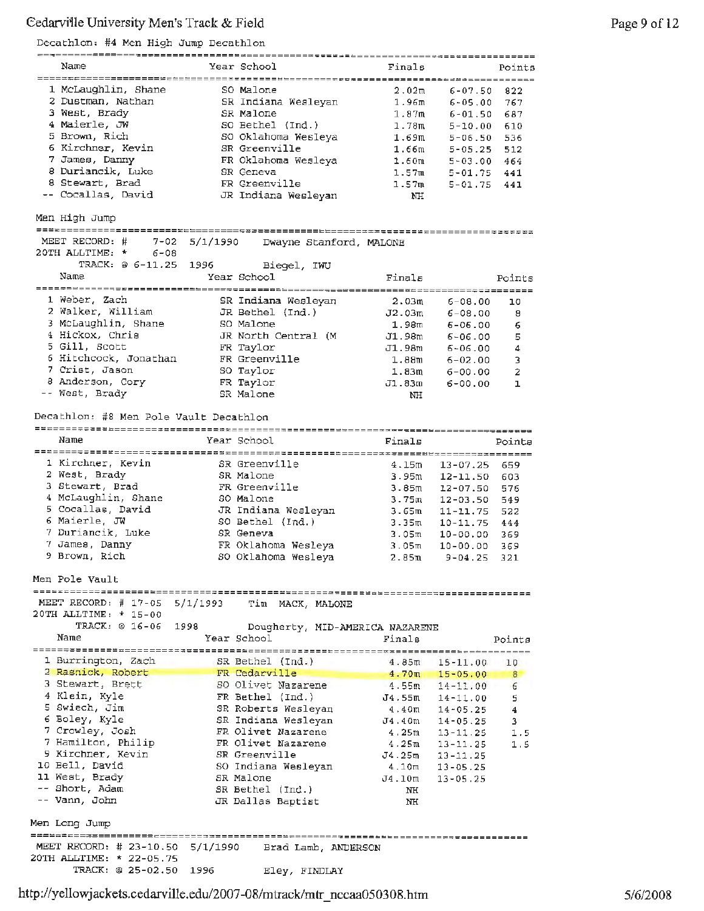## Decathlon: #4 Men High Jump Decathlon

| | Name | Year | School | Finals | | Points |
|---|---|---|---|---|---|---|
| 1 | McLaughlin, Shane | SO | Malone | 2.02m | 6-07.50 | 822 |
| 2 | Dustman, Nathan | SR | Indiana Wesleyan | 1.96m | 6-05.00 | 767 |
| 3 | West, Brady | SR | Malone | 1.87m | 6-01.50 | 687 |
| 4 | Maierle, JW | SO | Bethel (Ind.) | 1.78m | 5-10.00 | 610 |
| 5 | Brown, Rich | SO | Oklahoma Wesleya | 1.69m | 5-06.50 | 536 |
| 6 | Kirchner, Kevin | SR | Greenville | 1.66m | 5-05.25 | 512 |
| 7 | James, Danny | FR | Oklahoma Wesleya | 1.60m | 5-03.00 | 464 |
| 8 | Duriancik, Luke | SR | Geneva | 1.57m | 5-01.75 | 441 |
| 8 | Stewart, Brad | FR | Greenville | 1.57m | 5-01.75 | 441 |
| -- | Cocallas, David | JR | Indiana Wesleyan | NH | | |

## Men High Jump

MEET RECORD: # 7-02 5/1/1990 Dwayne Stanford, MALONE
20TH ALLTIME: * 6-08
TRACK: @ 6-11.25 1996 Biegel, IWU

| | Name | Year | School | Finals | | Points |
|---|---|---|---|---|---|---|
| 1 | Weber, Zach | SR | Indiana Wesleyan | 2.03m | 6-08.00 | 10 |
| 2 | Walker, William | JR | Bethel (Ind.) | J2.03m | 6-08.00 | 8 |
| 3 | McLaughlin, Shane | SO | Malone | 1.98m | 6-06.00 | 6 |
| 4 | Hickox, Chris | JR | North Central (M | J1.98m | 6-06.00 | 5 |
| 5 | Gill, Scott | FR | Taylor | J1.98m | 6-06.00 | 4 |
| 6 | Hitchcock, Jonathan | FR | Greenville | 1.88m | 6-02.00 | 3 |
| 7 | Crist, Jason | SO | Taylor | 1.83m | 6-00.00 | 2 |
| 8 | Anderson, Cory | FR | Taylor | J1.83m | 6-00.00 | 1 |
| -- | West, Brady | SR | Malone | NH | | |

## Decathlon: #8 Men Pole Vault Decathlon

| | Name | Year | School | Finals | | Points |
|---|---|---|---|---|---|---|
| 1 | Kirchner, Kevin | SR | Greenville | 4.15m | 13-07.25 | 659 |
| 2 | West, Brady | SR | Malone | 3.95m | 12-11.50 | 603 |
| 3 | Stewart, Brad | FR | Greenville | 3.85m | 12-07.50 | 576 |
| 4 | McLaughlin, Shane | SO | Malone | 3.75m | 12-03.50 | 549 |
| 5 | Cocallas, David | JR | Indiana Wesleyan | 3.65m | 11-11.75 | 522 |
| 6 | Maierle, JW | SO | Bethel (Ind.) | 3.35m | 10-11.75 | 444 |
| 7 | Duriancik, Luke | SR | Geneva | 3.05m | 10-00.00 | 369 |
| 7 | James, Danny | FR | Oklahoma Wesleya | 3.05m | 10-00.00 | 369 |
| 9 | Brown, Rich | SO | Oklahoma Wesleya | 2.85m | 9-04.25 | 321 |

## Men Pole Vault

MEET RECORD: # 17-05 5/1/1993 Tim MACK, MALONE
20TH ALLTIME: * 15-00
TRACK: @ 16-06 1998 Dougherty, MID-AMERICA NAZARENE

| | Name | Year | School | Finals | | Points |
|---|---|---|---|---|---|---|
| 1 | Burrington, Zach | SR | Bethel (Ind.) | 4.85m | 15-11.00 | 10 |
| 2 | Rasnick, Robert | FR | Cedarville | 4.70m | 15-05.00 | 8 |
| 3 | Stewart, Brett | SO | Olivet Nazarene | 4.55m | 14-11.00 | 6 |
| 4 | Klein, Kyle | FR | Bethel (Ind.) | J4.55m | 14-11.00 | 5 |
| 5 | Swiech, Jim | SR | Roberts Wesleyan | 4.40m | 14-05.25 | 4 |
| 6 | Boley, Kyle | SR | Indiana Wesleyan | J4.40m | 14-05.25 | 3 |
| 7 | Crowley, Josh | FR | Olivet Nazarene | 4.25m | 13-11.25 | 1.5 |
| 7 | Hamilton, Philip | FR | Olivet Nazarene | 4.25m | 13-11.25 | 1.5 |
| 9 | Kirchner, Kevin | SR | Greenville | J4.25m | 13-11.25 | |
| 10 | Bell, David | SO | Indiana Wesleyan | 4.10m | 13-05.25 | |
| 11 | West, Brady | SR | Malone | J4.10m | 13-05.25 | |
| -- | Short, Adam | SR | Bethel (Ind.) | NH | | |
| -- | Vann, John | JR | Dallas Baptist | NH | | |

## Men Long Jump

MEET RECORD: # 23-10.50 5/1/1990 Brad Lamb, ANDERSON
20TH ALLTIME: * 22-05.75
TRACK: @ 25-02.50 1996 Eley, FINDLAY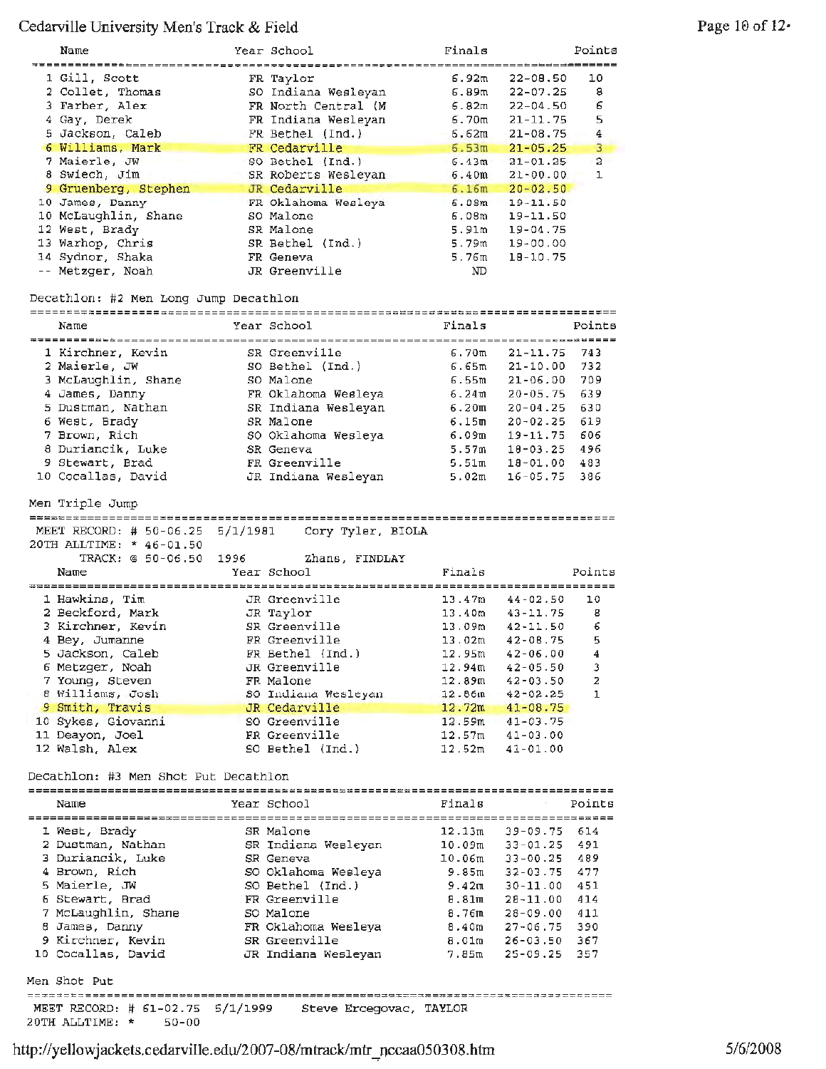| Name | Year | School | Finals | | Points |
|---|---|---|---|---|---|
| 1 Gill, Scott | FR | Taylor | 6.92m | 22-08.50 | 10 |
| 2 Collet, Thomas | SO | Indiana Wesleyan | 6.89m | 22-07.25 | 8 |
| 3 Farber, Alex | FR | North Central (M | 6.82m | 22-04.50 | 6 |
| 4 Gay, Derek | FR | Indiana Wesleyan | 6.70m | 21-11.75 | 5 |
| 5 Jackson, Caleb | FR | Bethel (Ind.) | 6.62m | 21-08.75 | 4 |
| 6 Williams, Mark | FR | Cedarville | 6.53m | 21-05.25 | 3 |
| 7 Maierle, JW | SO | Bethel (Ind.) | 6.43m | 21-01.25 | 2 |
| 8 Swiech, Jim | SR | Roberts Wesleyan | 6.40m | 21-00.00 | 1 |
| 9 Gruenberg, Stephen | JR | Cedarville | 6.16m | 20-02.50 | |
| 10 James, Danny | FR | Oklahoma Wesleya | 6.08m | 19-11.50 | |
| 10 McLaughlin, Shane | SO | Malone | 6.08m | 19-11.50 | |
| 12 West, Brady | SR | Malone | 5.91m | 19-04.75 | |
| 13 Warhop, Chris | SR | Bethel (Ind.) | 5.79m | 19-00.00 | |
| 14 Sydnor, Shaka | FR | Geneva | 5.76m | 18-10.75 | |
| -- Metzger, Noah | JR | Greenville | ND | | |

Decathlon: #2 Men Long Jump Decathlon

| Name | Year | School | Finals | | Points |
|---|---|---|---|---|---|
| 1 Kirchner, Kevin | SR | Greenville | 6.70m | 21-11.75 | 743 |
| 2 Maierle, JW | SO | Bethel (Ind.) | 6.65m | 21-10.00 | 732 |
| 3 McLaughlin, Shane | SO | Malone | 6.55m | 21-06.00 | 709 |
| 4 James, Danny | FR | Oklahoma Wesleya | 6.24m | 20-05.75 | 639 |
| 5 Dustman, Nathan | SR | Indiana Wesleyan | 6.20m | 20-04.25 | 630 |
| 6 West, Brady | SR | Malone | 6.15m | 20-02.25 | 619 |
| 7 Brown, Rich | SO | Oklahoma Wesleya | 6.09m | 19-11.75 | 606 |
| 8 Duriancik, Luke | SR | Geneva | 5.57m | 18-03.25 | 496 |
| 9 Stewart, Brad | FR | Greenville | 5.51m | 18-01.00 | 483 |
| 10 Cocallas, David | JR | Indiana Wesleyan | 5.02m | 16-05.75 | 386 |

Men Triple Jump

MEET RECORD: # 50-06.25 5/1/1981 Cory Tyler, BIOLA
20TH ALLTIME: * 46-01.50
TRACK: @ 50-06.50 1996 Zhans, FINDLAY

| Name | Year | School | Finals | | Points |
|---|---|---|---|---|---|
| 1 Hawkins, Tim | JR | Greenville | 13.47m | 44-02.50 | 10 |
| 2 Beckford, Mark | JR | Taylor | 13.40m | 43-11.75 | 8 |
| 3 Kirchner, Kevin | SR | Greenville | 13.09m | 42-11.50 | 6 |
| 4 Bey, Jumanne | FR | Greenville | 13.02m | 42-08.75 | 5 |
| 5 Jackson, Caleb | FR | Bethel (Ind.) | 12.95m | 42-06.00 | 4 |
| 6 Metzger, Noah | JR | Greenville | 12.94m | 42-05.50 | 3 |
| 7 Young, Steven | FR | Malone | 12.89m | 42-03.50 | 2 |
| 8 Williams, Josh | SO | Indiana Wesleyan | 12.86m | 42-02.25 | 1 |
| 9 Smith, Travis | JR | Cedarville | 12.72m | 41-08.75 | |
| 10 Sykes, Giovanni | SO | Greenville | 12.59m | 41-03.75 | |
| 11 Deayon, Joel | FR | Greenville | 12.57m | 41-03.00 | |
| 12 Walsh, Alex | SO | Bethel (Ind.) | 12.52m | 41-01.00 | |

Decathlon: #3 Men Shot Put Decathlon

| Name | Year | School | Finals | | Points |
|---|---|---|---|---|---|
| 1 West, Brady | SR | Malone | 12.13m | 39-09.75 | 614 |
| 2 Dustman, Nathan | SR | Indiana Wesleyan | 10.09m | 33-01.25 | 491 |
| 3 Duriancik, Luke | SR | Geneva | 10.06m | 33-00.25 | 489 |
| 4 Brown, Rich | SO | Oklahoma Wesleya | 9.85m | 32-03.75 | 477 |
| 5 Maierle, JW | SO | Bethel (Ind.) | 9.42m | 30-11.00 | 451 |
| 6 Stewart, Brad | FR | Greenville | 8.81m | 28-11.00 | 414 |
| 7 McLaughlin, Shane | SO | Malone | 8.76m | 28-09.00 | 411 |
| 8 James, Danny | FR | Oklahoma Wesleya | 8.40m | 27-06.75 | 390 |
| 9 Kirchner, Kevin | SR | Greenville | 8.01m | 26-03.50 | 367 |
| 10 Cocallas, David | JR | Indiana Wesleyan | 7.85m | 25-09.25 | 357 |

Men Shot Put

MEET RECORD: # 61-02.75 5/1/1999 Steve Ercegovac, TAYLOR
20TH ALLTIME: * 50-00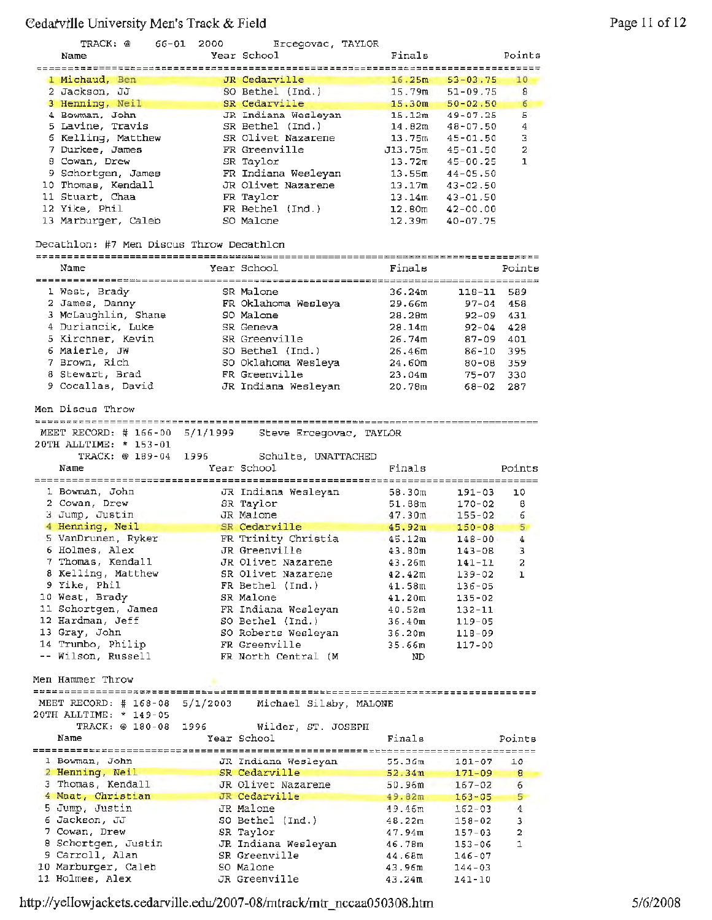TRACK: @ 66-01 2000 Ercegovac, TAYLOR

| Name | Year | School | Finals | | Points |
|---|---|---|---|---|---|
| 1 Michaud, Ben | JR | Cedarville | 16.25m | 53-03.75 | 10 |
| 2 Jackson, JJ | SO | Bethel (Ind.) | 15.79m | 51-09.75 | 8 |
| 3 Henning, Neil | SR | Cedarville | 15.30m | 50-02.50 | 6 |
| 4 Bowman, John | JR | Indiana Wesleyan | 15.12m | 49-07.25 | 5 |
| 5 Lavine, Travis | SR | Bethel (Ind.) | 14.82m | 48-07.50 | 4 |
| 6 Kelling, Matthew | SR | Olivet Nazarene | 13.75m | 45-01.50 | 3 |
| 7 Durkee, James | FR | Greenville | J13.75m | 45-01.50 | 2 |
| 8 Cowan, Drew | SR | Taylor | 13.72m | 45-00.25 | 1 |
| 9 Schortgen, James | FR | Indiana Wesleyan | 13.55m | 44-05.50 | |
| 10 Thomas, Kendall | JR | Olivet Nazarene | 13.17m | 43-02.50 | |
| 11 Stuart, Chaa | FR | Taylor | 13.14m | 43-01.50 | |
| 12 Yike, Phil | FR | Bethel (Ind.) | 12.80m | 42-00.00 | |
| 13 Marburger, Caleb | SO | Malone | 12.39m | 40-07.75 | |

## Decathlon: #7 Men Discus Throw Decathlon

| Name | Year | School | Finals | | Points |
|---|---|---|---|---|---|
| 1 West, Brady | SR | Malone | 36.24m | 118-11 | 589 |
| 2 James, Danny | FR | Oklahoma Wesleya | 29.66m | 97-04 | 458 |
| 3 McLaughlin, Shane | SO | Malone | 28.28m | 92-09 | 431 |
| 4 Duriancik, Luke | SR | Geneva | 28.14m | 92-04 | 428 |
| 5 Kirchner, Kevin | SR | Greenville | 26.74m | 87-09 | 401 |
| 6 Maierle, JW | SO | Bethel (Ind.) | 26.46m | 86-10 | 395 |
| 7 Brown, Rich | SO | Oklahoma Wesleya | 24.60m | 80-08 | 359 |
| 8 Stewart, Brad | FR | Greenville | 23.04m | 75-07 | 330 |
| 9 Cocallas, David | JR | Indiana Wesleyan | 20.78m | 68-02 | 287 |

## Men Discus Throw

MEET RECORD: # 166-00 5/1/1999 Steve Ercegovac, TAYLOR
20TH ALLTIME: * 153-01
TRACK: @ 189-04 1996 Schulte, UNATTACHED

| Name | Year | School | Finals | | Points |
|---|---|---|---|---|---|
| 1 Bowman, John | JR | Indiana Wesleyan | 58.30m | 191-03 | 10 |
| 2 Cowan, Drew | SR | Taylor | 51.88m | 170-02 | 8 |
| 3 Jump, Justin | JR | Malone | 47.30m | 155-02 | 6 |
| 4 Henning, Neil | SR | Cedarville | 45.92m | 150-08 | 5 |
| 5 VanDrunen, Ryker | FR | Trinity Christia | 45.12m | 148-00 | 4 |
| 6 Holmes, Alex | JR | Greenville | 43.80m | 143-08 | 3 |
| 7 Thomas, Kendall | JR | Olivet Nazarene | 43.26m | 141-11 | 2 |
| 8 Kelling, Matthew | SR | Olivet Nazarene | 42.42m | 139-02 | 1 |
| 9 Yike, Phil | FR | Bethel (Ind.) | 41.58m | 136-05 | |
| 10 West, Brady | SR | Malone | 41.20m | 135-02 | |
| 11 Schortgen, James | FR | Indiana Wesleyan | 40.52m | 132-11 | |
| 12 Hardman, Jeff | SO | Bethel (Ind.) | 36.40m | 119-05 | |
| 13 Gray, John | SO | Roberts Wesleyan | 36.20m | 118-09 | |
| 14 Trumbo, Philip | FR | Greenville | 35.66m | 117-00 | |
| -- Wilson, Russell | FR | North Central (M | ND | | |

## Men Hammer Throw

MEET RECORD: # 168-08 5/1/2003 Michael Silsby, MALONE
20TH ALLTIME: * 149-05
TRACK: @ 180-08 1996 Wilder, ST. JOSEPH

| Name | Year | School | Finals | | Points |
|---|---|---|---|---|---|
| 1 Bowman, John | JR | Indiana Wesleyan | 55.36m | 181-07 | 10 |
| 2 Henning, Neil | SR | Cedarville | 52.34m | 171-09 | 8 |
| 3 Thomas, Kendall | JR | Olivet Nazarene | 50.96m | 167-02 | 6 |
| 4 Naat, Christian | JR | Cedarville | 49.82m | 163-05 | 5 |
| 5 Jump, Justin | JR | Malone | 49.46m | 162-03 | 4 |
| 6 Jackson, JJ | SO | Bethel (Ind.) | 48.22m | 158-02 | 3 |
| 7 Cowan, Drew | SR | Taylor | 47.94m | 157-03 | 2 |
| 8 Schortgen, Justin | JR | Indiana Wesleyan | 46.78m | 153-06 | 1 |
| 9 Carroll, Alan | SR | Greenville | 44.68m | 146-07 | |
| 10 Marburger, Caleb | SO | Malone | 43.96m | 144-03 | |
| 11 Holmes, Alex | JR | Greenville | 43.24m | 141-10 | |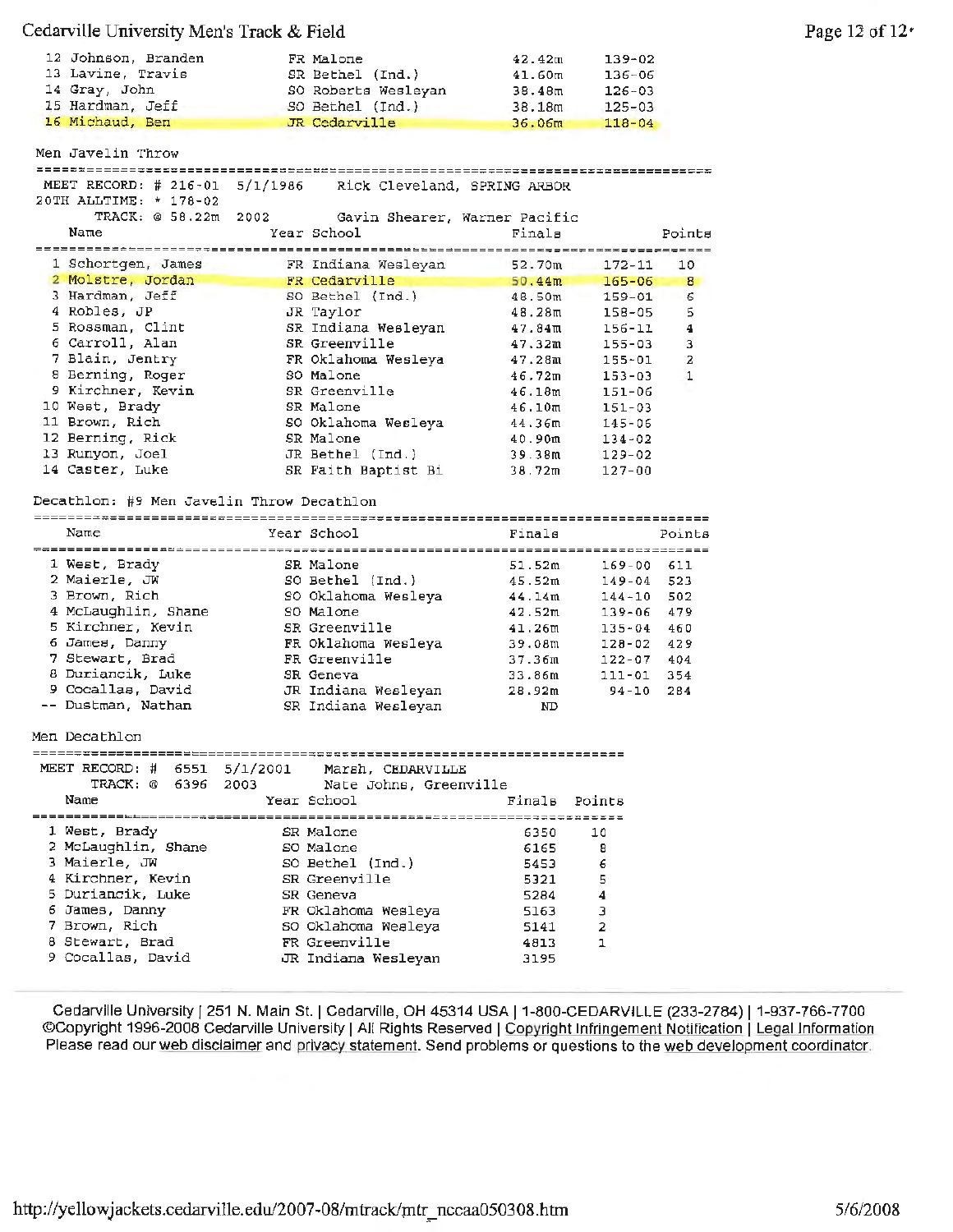| | | | | |
|---|---|---|---|---|
| 12 Johnson, Branden | FR Malone | 42.42m | 139-02 | |
| 13 Lavine, Travis | SR Bethel (Ind.) | 41.60m | 136-06 | |
| 14 Gray, John | SO Roberts Wesleyan | 38.48m | 126-03 | |
| 15 Hardman, Jeff | SO Bethel (Ind.) | 38.18m | 125-03 | |
| 16 Michaud, Ben | JR Cedarville | 36.06m | 118-04 | |

## Men Javelin Throw

MEET RECORD: # 216-01 5/1/1986 Rick Cleveland, SPRING ARBOR
20TH ALLTIME: * 178-02
TRACK: @ 58.22m 2002 Gavin Shearer, Warner Pacific

| Name | Year School | Finals | | Points |
|---|---|---|---|---|
| 1 Schortgen, James | FR Indiana Wesleyan | 52.70m | 172-11 | 10 |
| 2 Molstre, Jordan | FR Cedarville | 50.44m | 165-06 | 8 |
| 3 Hardman, Jeff | SO Bethel (Ind.) | 48.50m | 159-01 | 6 |
| 4 Robles, JP | JR Taylor | 48.28m | 158-05 | 5 |
| 5 Rossman, Clint | SR Indiana Wesleyan | 47.84m | 156-11 | 4 |
| 6 Carroll, Alan | SR Greenville | 47.32m | 155-03 | 3 |
| 7 Blain, Jentry | FR Oklahoma Wesleya | 47.28m | 155-01 | 2 |
| 8 Berning, Roger | SO Malone | 46.72m | 153-03 | 1 |
| 9 Kirchner, Kevin | SR Greenville | 46.18m | 151-06 | |
| 10 West, Brady | SR Malone | 46.10m | 151-03 | |
| 11 Brown, Rich | SO Oklahoma Wesleya | 44.36m | 145-06 | |
| 12 Berning, Rick | SR Malone | 40.90m | 134-02 | |
| 13 Runyon, Joel | JR Bethel (Ind.) | 39.38m | 129-02 | |
| 14 Caster, Luke | SR Faith Baptist Bi | 38.72m | 127-00 | |

## Decathlon: #9 Men Javelin Throw Decathlon

| Name | Year School | Finals | | Points |
|---|---|---|---|---|
| 1 West, Brady | SR Malone | 51.52m | 169-00 | 611 |
| 2 Maierle, JW | SO Bethel (Ind.) | 45.52m | 149-04 | 523 |
| 3 Brown, Rich | SO Oklahoma Wesleya | 44.14m | 144-10 | 502 |
| 4 McLaughlin, Shane | SO Malone | 42.52m | 139-06 | 479 |
| 5 Kirchner, Kevin | SR Greenville | 41.26m | 135-04 | 460 |
| 6 James, Danny | FR Oklahoma Wesleya | 39.08m | 128-02 | 429 |
| 7 Stewart, Brad | FR Greenville | 37.36m | 122-07 | 404 |
| 8 Duriancik, Luke | SR Geneva | 33.86m | 111-01 | 354 |
| 9 Cocallas, David | JR Indiana Wesleyan | 28.92m | 94-10 | 284 |
| -- Dustman, Nathan | SR Indiana Wesleyan | ND | | |

## Men Decathlon

MEET RECORD: # 6551 5/1/2001 Marsh, CEDARVILLE
TRACK: @ 6396 2003 Nate Johns, Greenville

| Name | Year School | Finals | Points |
|---|---|---|---|
| 1 West, Brady | SR Malone | 6350 | 10 |
| 2 McLaughlin, Shane | SO Malone | 6165 | 8 |
| 3 Maierle, JW | SO Bethel (Ind.) | 5453 | 6 |
| 4 Kirchner, Kevin | SR Greenville | 5321 | 5 |
| 5 Duriancik, Luke | SR Geneva | 5284 | 4 |
| 6 James, Danny | FR Oklahoma Wesleya | 5163 | 3 |
| 7 Brown, Rich | SO Oklahoma Wesleya | 5141 | 2 |
| 8 Stewart, Brad | FR Greenville | 4813 | 1 |
| 9 Cocallas, David | JR Indiana Wesleyan | 3195 | |

Cedarville University | 251 N. Main St. | Cedarville, OH 45314 USA | 1-800-CEDARVILLE (233-2784) | 1-937-766-7700
©Copyright 1996-2008 Cedarville University | All Rights Reserved | Copyright Infringement Notification | Legal Information
Please read our web disclaimer and privacy statement. Send problems or questions to the web development coordinator.